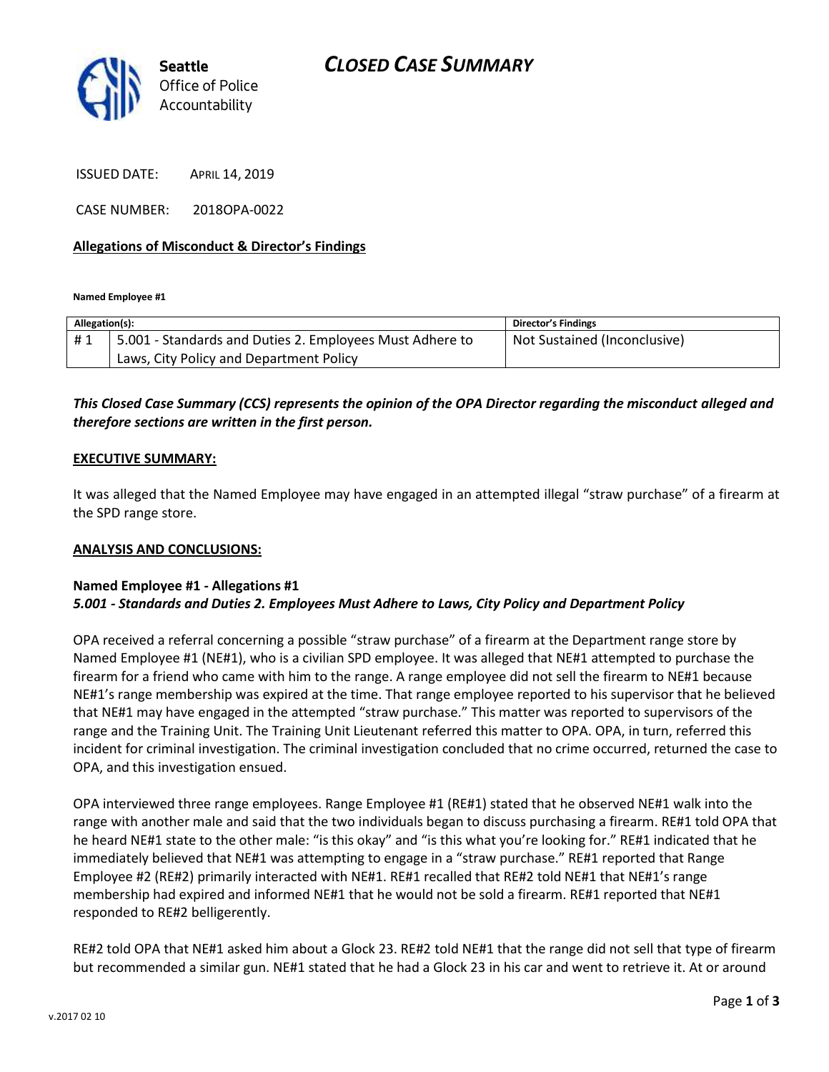Seattle Office of Police Accountability

# CLOSED CASE SUMMARY

ISSUED DATE: APRIL 14, 2019

CASE NUMBER: 2018OPA-0022

**Allegations of Misconduct & Director's Findings**

**Named Employee #1**

| Allegation(s): | | Director's Findings |
|---|---|---|
| # 1 | 5.001 - Standards and Duties 2. Employees Must Adhere to Laws, City Policy and Department Policy | Not Sustained (Inconclusive) |

***This Closed Case Summary (CCS) represents the opinion of the OPA Director regarding the misconduct alleged and therefore sections are written in the first person.***

**EXECUTIVE SUMMARY:**

It was alleged that the Named Employee may have engaged in an attempted illegal "straw purchase" of a firearm at the SPD range store.

**ANALYSIS AND CONCLUSIONS:**

**Named Employee #1 - Allegations #1**
***5.001 - Standards and Duties 2. Employees Must Adhere to Laws, City Policy and Department Policy***

OPA received a referral concerning a possible "straw purchase" of a firearm at the Department range store by Named Employee #1 (NE#1), who is a civilian SPD employee. It was alleged that NE#1 attempted to purchase the firearm for a friend who came with him to the range. A range employee did not sell the firearm to NE#1 because NE#1's range membership was expired at the time. That range employee reported to his supervisor that he believed that NE#1 may have engaged in the attempted "straw purchase." This matter was reported to supervisors of the range and the Training Unit. The Training Unit Lieutenant referred this matter to OPA. OPA, in turn, referred this incident for criminal investigation. The criminal investigation concluded that no crime occurred, returned the case to OPA, and this investigation ensued.

OPA interviewed three range employees. Range Employee #1 (RE#1) stated that he observed NE#1 walk into the range with another male and said that the two individuals began to discuss purchasing a firearm. RE#1 told OPA that he heard NE#1 state to the other male: "is this okay" and "is this what you're looking for." RE#1 indicated that he immediately believed that NE#1 was attempting to engage in a "straw purchase." RE#1 reported that Range Employee #2 (RE#2) primarily interacted with NE#1. RE#1 recalled that RE#2 told NE#1 that NE#1's range membership had expired and informed NE#1 that he would not be sold a firearm. RE#1 reported that NE#1 responded to RE#2 belligerently.

RE#2 told OPA that NE#1 asked him about a Glock 23. RE#2 told NE#1 that the range did not sell that type of firearm but recommended a similar gun. NE#1 stated that he had a Glock 23 in his car and went to retrieve it. At or around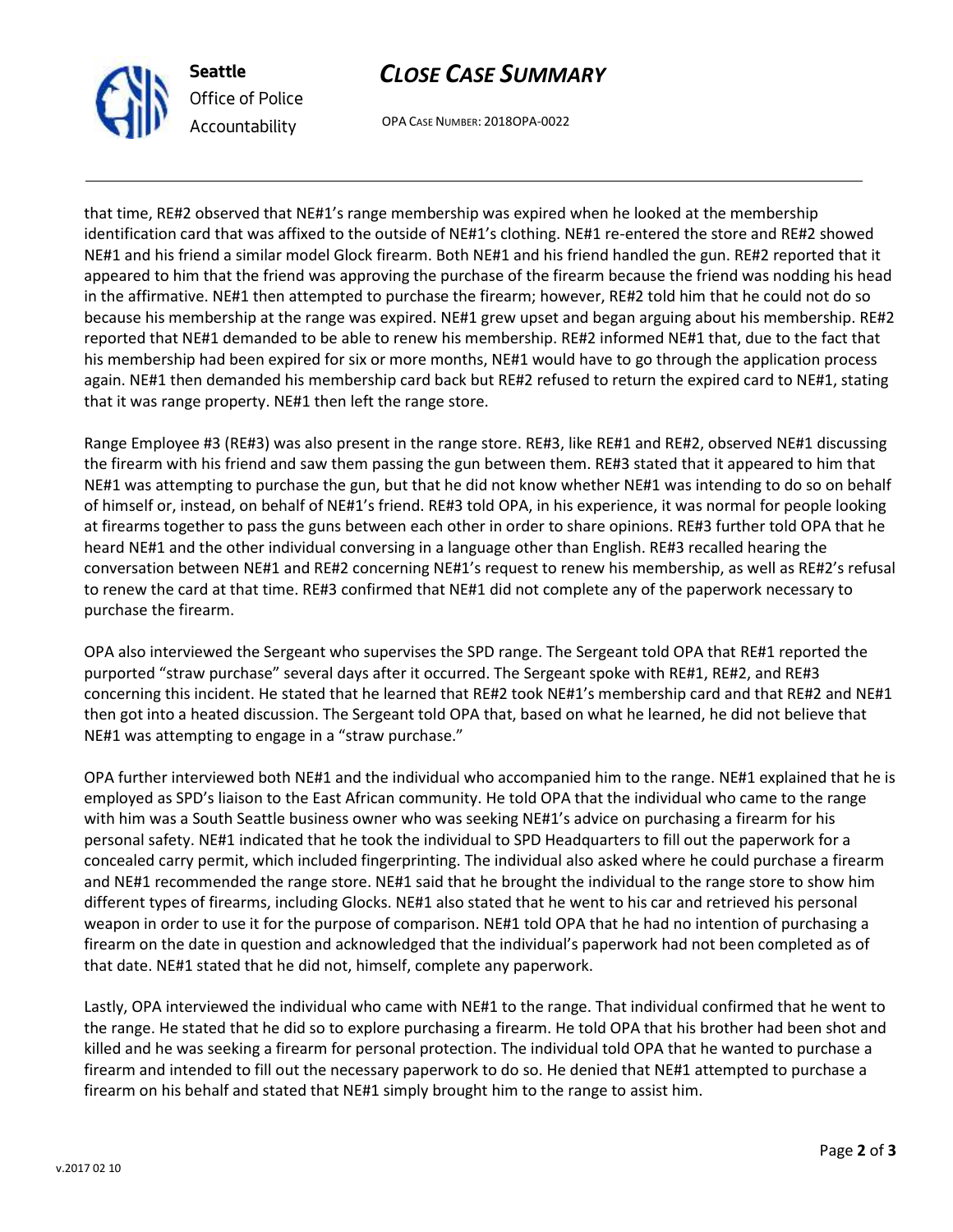that time, RE#2 observed that NE#1's range membership was expired when he looked at the membership identification card that was affixed to the outside of NE#1's clothing. NE#1 re-entered the store and RE#2 showed NE#1 and his friend a similar model Glock firearm. Both NE#1 and his friend handled the gun. RE#2 reported that it appeared to him that the friend was approving the purchase of the firearm because the friend was nodding his head in the affirmative. NE#1 then attempted to purchase the firearm; however, RE#2 told him that he could not do so because his membership at the range was expired. NE#1 grew upset and began arguing about his membership. RE#2 reported that NE#1 demanded to be able to renew his membership. RE#2 informed NE#1 that, due to the fact that his membership had been expired for six or more months, NE#1 would have to go through the application process again. NE#1 then demanded his membership card back but RE#2 refused to return the expired card to NE#1, stating that it was range property. NE#1 then left the range store.

Range Employee #3 (RE#3) was also present in the range store. RE#3, like RE#1 and RE#2, observed NE#1 discussing the firearm with his friend and saw them passing the gun between them. RE#3 stated that it appeared to him that NE#1 was attempting to purchase the gun, but that he did not know whether NE#1 was intending to do so on behalf of himself or, instead, on behalf of NE#1's friend. RE#3 told OPA, in his experience, it was normal for people looking at firearms together to pass the guns between each other in order to share opinions. RE#3 further told OPA that he heard NE#1 and the other individual conversing in a language other than English. RE#3 recalled hearing the conversation between NE#1 and RE#2 concerning NE#1's request to renew his membership, as well as RE#2's refusal to renew the card at that time. RE#3 confirmed that NE#1 did not complete any of the paperwork necessary to purchase the firearm.

OPA also interviewed the Sergeant who supervises the SPD range. The Sergeant told OPA that RE#1 reported the purported "straw purchase" several days after it occurred. The Sergeant spoke with RE#1, RE#2, and RE#3 concerning this incident. He stated that he learned that RE#2 took NE#1's membership card and that RE#2 and NE#1 then got into a heated discussion. The Sergeant told OPA that, based on what he learned, he did not believe that NE#1 was attempting to engage in a "straw purchase."

OPA further interviewed both NE#1 and the individual who accompanied him to the range. NE#1 explained that he is employed as SPD's liaison to the East African community. He told OPA that the individual who came to the range with him was a South Seattle business owner who was seeking NE#1's advice on purchasing a firearm for his personal safety. NE#1 indicated that he took the individual to SPD Headquarters to fill out the paperwork for a concealed carry permit, which included fingerprinting. The individual also asked where he could purchase a firearm and NE#1 recommended the range store. NE#1 said that he brought the individual to the range store to show him different types of firearms, including Glocks. NE#1 also stated that he went to his car and retrieved his personal weapon in order to use it for the purpose of comparison. NE#1 told OPA that he had no intention of purchasing a firearm on the date in question and acknowledged that the individual's paperwork had not been completed as of that date. NE#1 stated that he did not, himself, complete any paperwork.

Lastly, OPA interviewed the individual who came with NE#1 to the range. That individual confirmed that he went to the range. He stated that he did so to explore purchasing a firearm. He told OPA that his brother had been shot and killed and he was seeking a firearm for personal protection. The individual told OPA that he wanted to purchase a firearm and intended to fill out the necessary paperwork to do so. He denied that NE#1 attempted to purchase a firearm on his behalf and stated that NE#1 simply brought him to the range to assist him.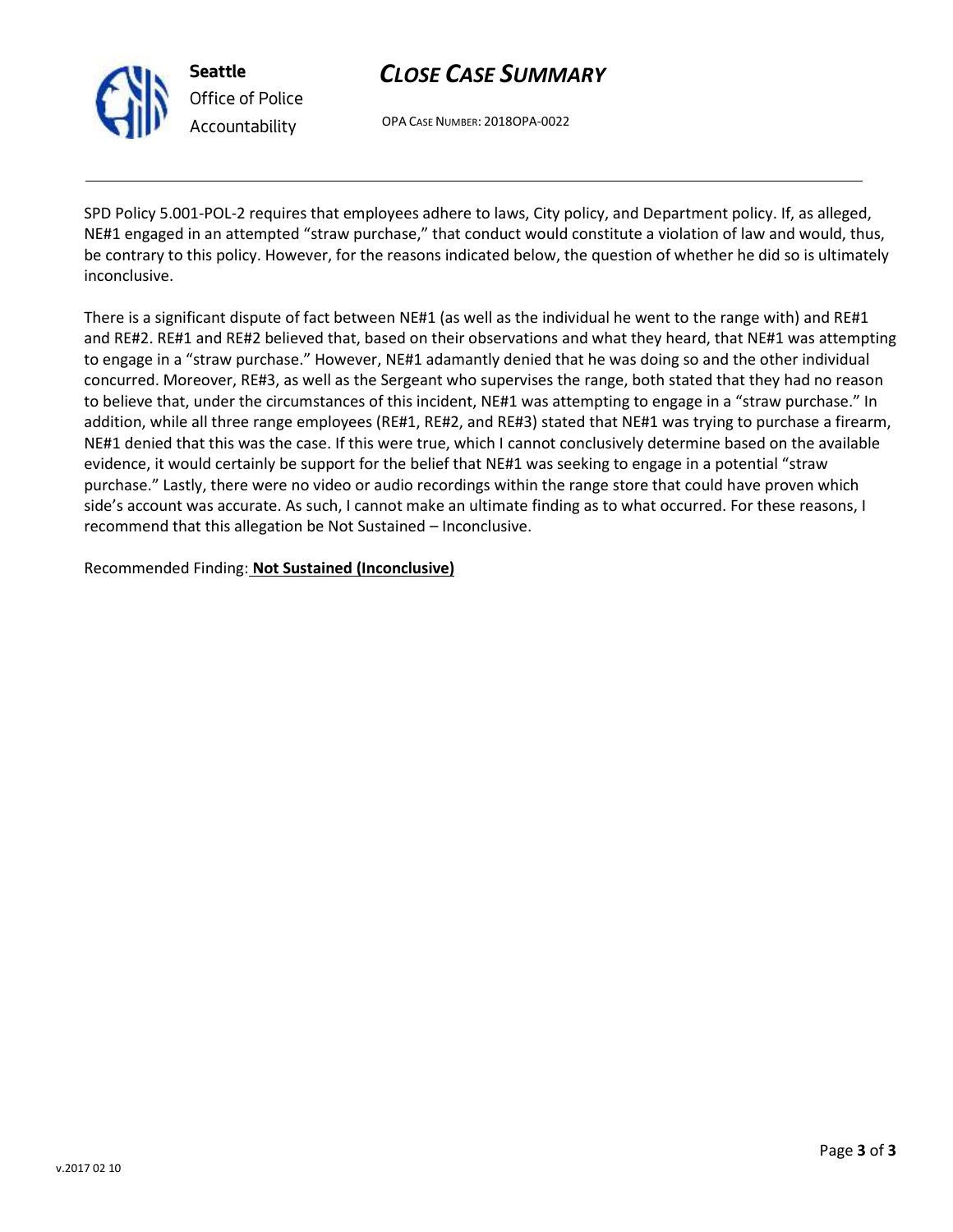SPD Policy 5.001-POL-2 requires that employees adhere to laws, City policy, and Department policy. If, as alleged, NE#1 engaged in an attempted "straw purchase," that conduct would constitute a violation of law and would, thus, be contrary to this policy. However, for the reasons indicated below, the question of whether he did so is ultimately inconclusive.

There is a significant dispute of fact between NE#1 (as well as the individual he went to the range with) and RE#1 and RE#2. RE#1 and RE#2 believed that, based on their observations and what they heard, that NE#1 was attempting to engage in a "straw purchase." However, NE#1 adamantly denied that he was doing so and the other individual concurred. Moreover, RE#3, as well as the Sergeant who supervises the range, both stated that they had no reason to believe that, under the circumstances of this incident, NE#1 was attempting to engage in a "straw purchase." In addition, while all three range employees (RE#1, RE#2, and RE#3) stated that NE#1 was trying to purchase a firearm, NE#1 denied that this was the case. If this were true, which I cannot conclusively determine based on the available evidence, it would certainly be support for the belief that NE#1 was seeking to engage in a potential "straw purchase." Lastly, there were no video or audio recordings within the range store that could have proven which side's account was accurate. As such, I cannot make an ultimate finding as to what occurred. For these reasons, I recommend that this allegation be Not Sustained – Inconclusive.

Recommended Finding: **Not Sustained (Inconclusive)**